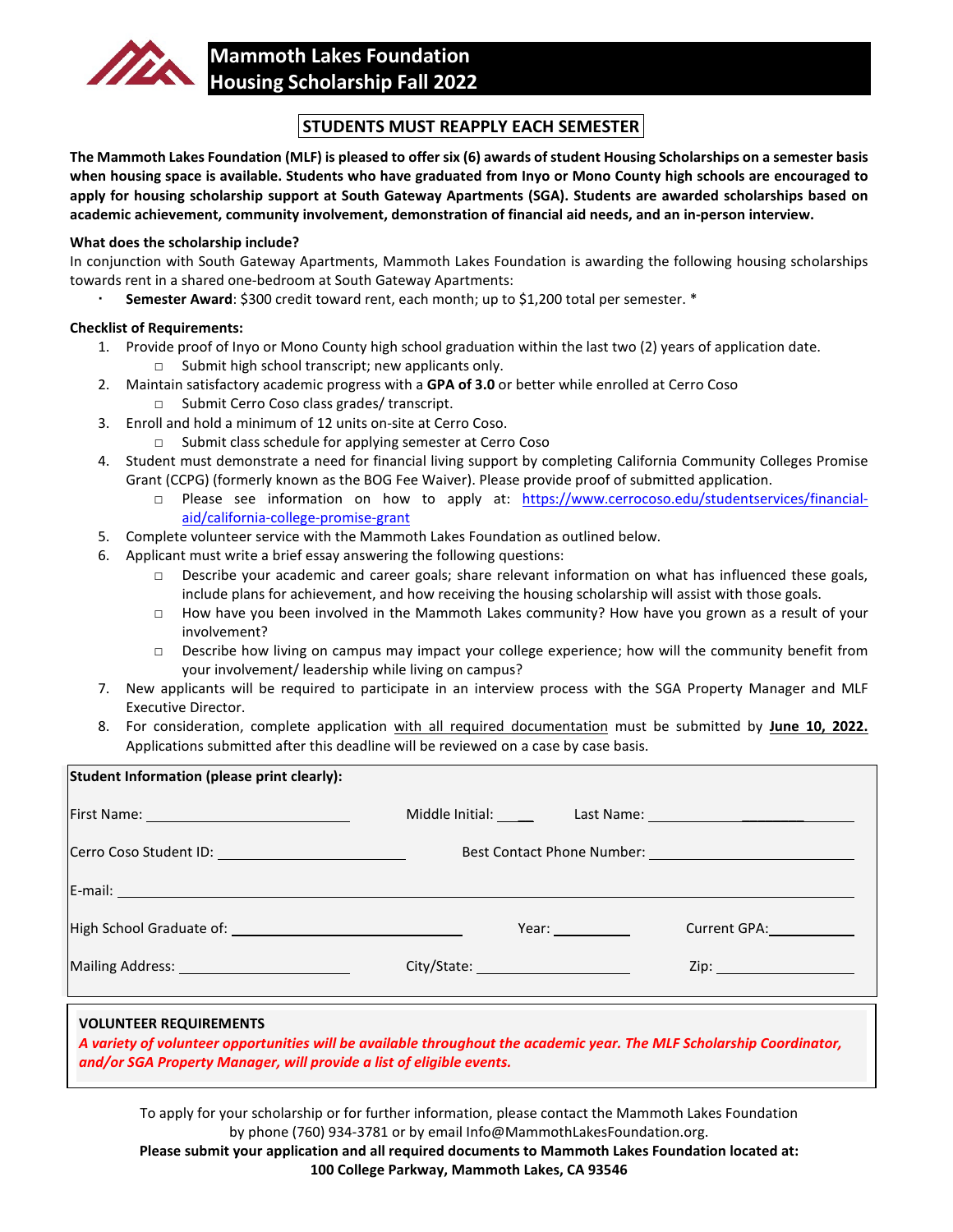# Mammoth Lakes Foundation
# Housing Scholarship Fall 2022

**STUDENTS MUST REAPPLY EACH SEMESTER**

**The Mammoth Lakes Foundation (MLF) is pleased to offer six (6) awards of student Housing Scholarships on a semester basis when housing space is available. Students who have graduated from Inyo or Mono County high schools are encouraged to apply for housing scholarship support at South Gateway Apartments (SGA). Students are awarded scholarships based on academic achievement, community involvement, demonstration of financial aid needs, and an in-person interview.**

**What does the scholarship include?**

In conjunction with South Gateway Apartments, Mammoth Lakes Foundation is awarding the following housing scholarships towards rent in a shared one-bedroom at South Gateway Apartments:

- **Semester Award**: $300 credit toward rent, each month; up to $1,200 total per semester. *

**Checklist of Requirements:**

1. Provide proof of Inyo or Mono County high school graduation within the last two (2) years of application date.
   - □ Submit high school transcript; new applicants only.
2. Maintain satisfactory academic progress with a **GPA of 3.0** or better while enrolled at Cerro Coso
   - □ Submit Cerro Coso class grades/ transcript.
3. Enroll and hold a minimum of 12 units on-site at Cerro Coso.
   - □ Submit class schedule for applying semester at Cerro Coso
4. Student must demonstrate a need for financial living support by completing California Community Colleges Promise Grant (CCPG) (formerly known as the BOG Fee Waiver). Please provide proof of submitted application.
   - □ Please see information on how to apply at: https://www.cerrocoso.edu/studentservices/financial-aid/california-college-promise-grant
5. Complete volunteer service with the Mammoth Lakes Foundation as outlined below.
6. Applicant must write a brief essay answering the following questions:
   - □ Describe your academic and career goals; share relevant information on what has influenced these goals, include plans for achievement, and how receiving the housing scholarship will assist with those goals.
   - □ How have you been involved in the Mammoth Lakes community? How have you grown as a result of your involvement?
   - □ Describe how living on campus may impact your college experience; how will the community benefit from your involvement/ leadership while living on campus?
7. New applicants will be required to participate in an interview process with the SGA Property Manager and MLF Executive Director.
8. For consideration, complete application with all required documentation must be submitted by **June 10, 2022.** Applications submitted after this deadline will be reviewed on a case by case basis.

**Student Information (please print clearly):**

First Name: ____________________ Middle Initial: ____ Last Name: ____________________

Cerro Coso Student ID: ____________________ Best Contact Phone Number: ____________________

E-mail: ________________________________________

High School Graduate of: ____________________ Year: __________ Current GPA: __________

Mailing Address: ____________________ City/State: ____________________ Zip: __________

**VOLUNTEER REQUIREMENTS**

***A variety of volunteer opportunities will be available throughout the academic year. The MLF Scholarship Coordinator, and/or SGA Property Manager, will provide a list of eligible events.***

To apply for your scholarship or for further information, please contact the Mammoth Lakes Foundation by phone (760) 934-3781 or by email Info@MammothLakesFoundation.org.

**Please submit your application and all required documents to Mammoth Lakes Foundation located at: 100 College Parkway, Mammoth Lakes, CA 93546**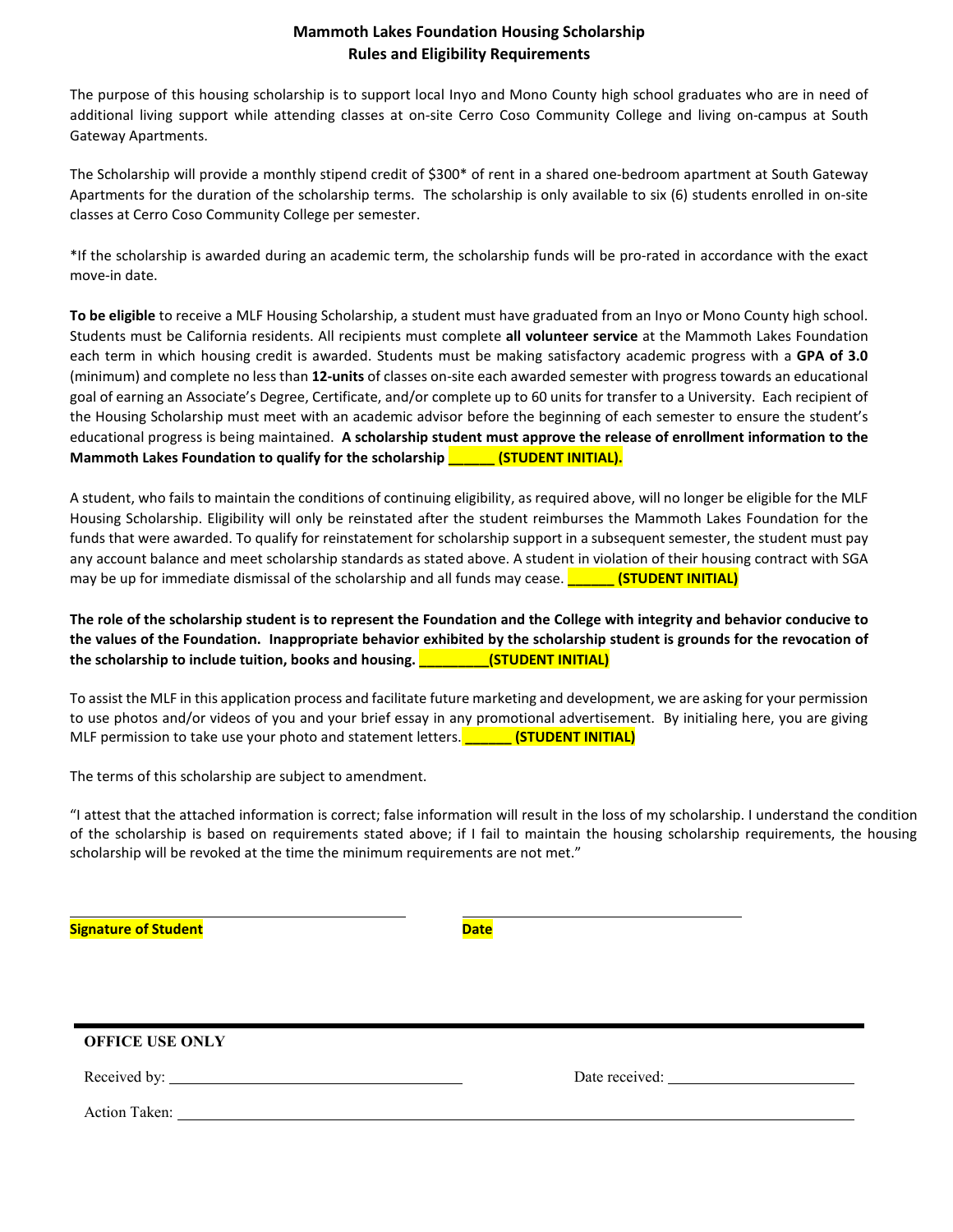# Mammoth Lakes Foundation Housing Scholarship
## Rules and Eligibility Requirements

The purpose of this housing scholarship is to support local Inyo and Mono County high school graduates who are in need of additional living support while attending classes at on-site Cerro Coso Community College and living on-campus at South Gateway Apartments.

The Scholarship will provide a monthly stipend credit of $300* of rent in a shared one-bedroom apartment at South Gateway Apartments for the duration of the scholarship terms. The scholarship is only available to six (6) students enrolled in on-site classes at Cerro Coso Community College per semester.

*If the scholarship is awarded during an academic term, the scholarship funds will be pro-rated in accordance with the exact move-in date.

**To be eligible** to receive a MLF Housing Scholarship, a student must have graduated from an Inyo or Mono County high school. Students must be California residents. All recipients must complete **all volunteer service** at the Mammoth Lakes Foundation each term in which housing credit is awarded. Students must be making satisfactory academic progress with a **GPA of 3.0** (minimum) and complete no less than **12-units** of classes on-site each awarded semester with progress towards an educational goal of earning an Associate's Degree, Certificate, and/or complete up to 60 units for transfer to a University. Each recipient of the Housing Scholarship must meet with an academic advisor before the beginning of each semester to ensure the student's educational progress is being maintained. **A scholarship student must approve the release of enrollment information to the Mammoth Lakes Foundation to qualify for the scholarship ______ (STUDENT INITIAL).**

A student, who fails to maintain the conditions of continuing eligibility, as required above, will no longer be eligible for the MLF Housing Scholarship. Eligibility will only be reinstated after the student reimburses the Mammoth Lakes Foundation for the funds that were awarded. To qualify for reinstatement for scholarship support in a subsequent semester, the student must pay any account balance and meet scholarship standards as stated above. A student in violation of their housing contract with SGA may be up for immediate dismissal of the scholarship and all funds may cease. **______ (STUDENT INITIAL)**

**The role of the scholarship student is to represent the Foundation and the College with integrity and behavior conducive to the values of the Foundation. Inappropriate behavior exhibited by the scholarship student is grounds for the revocation of the scholarship to include tuition, books and housing. _________(STUDENT INITIAL)**

To assist the MLF in this application process and facilitate future marketing and development, we are asking for your permission to use photos and/or videos of you and your brief essay in any promotional advertisement. By initialing here, you are giving MLF permission to take use your photo and statement letters. **______ (STUDENT INITIAL)**

The terms of this scholarship are subject to amendment.

"I attest that the attached information is correct; false information will result in the loss of my scholarship. I understand the condition of the scholarship is based on requirements stated above; if I fail to maintain the housing scholarship requirements, the housing scholarship will be revoked at the time the minimum requirements are not met."

______________________________________  ______________________________

**Signature of Student**  **Date**

---

**OFFICE USE ONLY**

Received by: ______________________________  Date received: ______________________

Action Taken: ________________________________________________________________